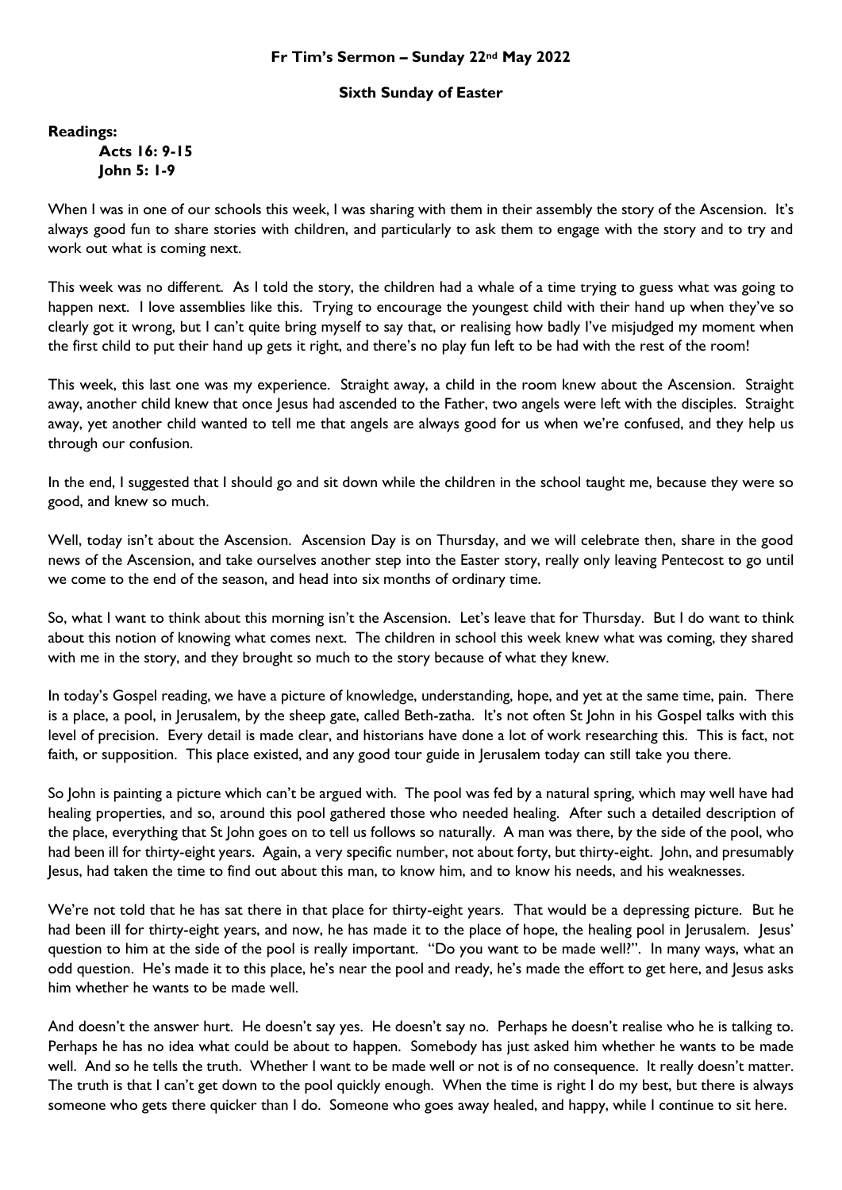**Fr Tim's Sermon – Sunday 22nd May 2022**

**Sixth Sunday of Easter**

**Readings:**

**Acts 16: 9-15**
**John 5: 1-9**

When I was in one of our schools this week, I was sharing with them in their assembly the story of the Ascension. It's always good fun to share stories with children, and particularly to ask them to engage with the story and to try and work out what is coming next.

This week was no different. As I told the story, the children had a whale of a time trying to guess what was going to happen next. I love assemblies like this. Trying to encourage the youngest child with their hand up when they've so clearly got it wrong, but I can't quite bring myself to say that, or realising how badly I've misjudged my moment when the first child to put their hand up gets it right, and there's no play fun left to be had with the rest of the room!

This week, this last one was my experience. Straight away, a child in the room knew about the Ascension. Straight away, another child knew that once Jesus had ascended to the Father, two angels were left with the disciples. Straight away, yet another child wanted to tell me that angels are always good for us when we're confused, and they help us through our confusion.

In the end, I suggested that I should go and sit down while the children in the school taught me, because they were so good, and knew so much.

Well, today isn't about the Ascension. Ascension Day is on Thursday, and we will celebrate then, share in the good news of the Ascension, and take ourselves another step into the Easter story, really only leaving Pentecost to go until we come to the end of the season, and head into six months of ordinary time.

So, what I want to think about this morning isn't the Ascension. Let's leave that for Thursday. But I do want to think about this notion of knowing what comes next. The children in school this week knew what was coming, they shared with me in the story, and they brought so much to the story because of what they knew.

In today's Gospel reading, we have a picture of knowledge, understanding, hope, and yet at the same time, pain. There is a place, a pool, in Jerusalem, by the sheep gate, called Beth-zatha. It's not often St John in his Gospel talks with this level of precision. Every detail is made clear, and historians have done a lot of work researching this. This is fact, not faith, or supposition. This place existed, and any good tour guide in Jerusalem today can still take you there.

So John is painting a picture which can't be argued with. The pool was fed by a natural spring, which may well have had healing properties, and so, around this pool gathered those who needed healing. After such a detailed description of the place, everything that St John goes on to tell us follows so naturally. A man was there, by the side of the pool, who had been ill for thirty-eight years. Again, a very specific number, not about forty, but thirty-eight. John, and presumably Jesus, had taken the time to find out about this man, to know him, and to know his needs, and his weaknesses.

We're not told that he has sat there in that place for thirty-eight years. That would be a depressing picture. But he had been ill for thirty-eight years, and now, he has made it to the place of hope, the healing pool in Jerusalem. Jesus' question to him at the side of the pool is really important. "Do you want to be made well?". In many ways, what an odd question. He's made it to this place, he's near the pool and ready, he's made the effort to get here, and Jesus asks him whether he wants to be made well.

And doesn't the answer hurt. He doesn't say yes. He doesn't say no. Perhaps he doesn't realise who he is talking to. Perhaps he has no idea what could be about to happen. Somebody has just asked him whether he wants to be made well. And so he tells the truth. Whether I want to be made well or not is of no consequence. It really doesn't matter. The truth is that I can't get down to the pool quickly enough. When the time is right I do my best, but there is always someone who gets there quicker than I do. Someone who goes away healed, and happy, while I continue to sit here.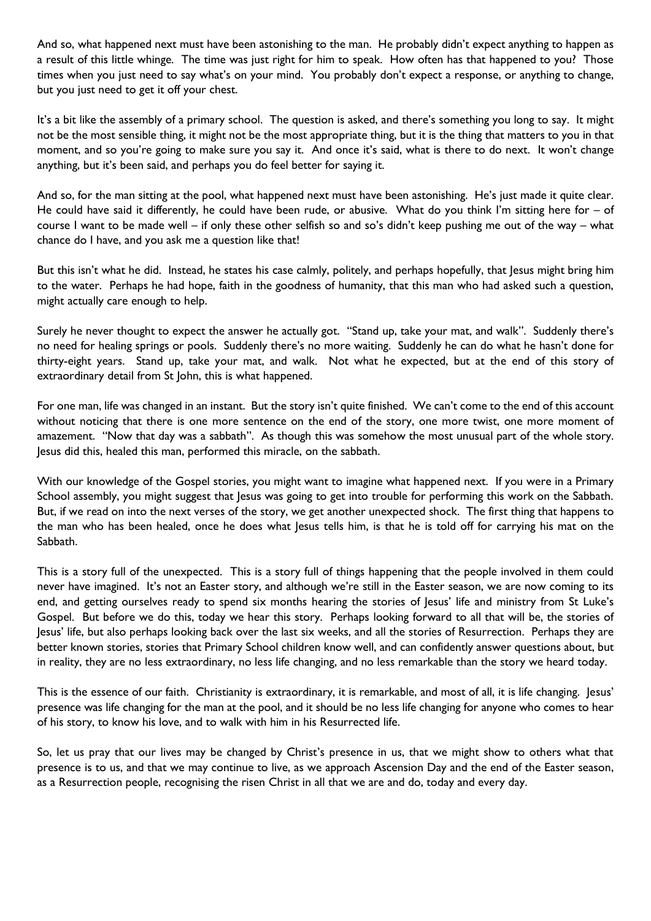And so, what happened next must have been astonishing to the man. He probably didn't expect anything to happen as a result of this little whinge. The time was just right for him to speak. How often has that happened to you? Those times when you just need to say what's on your mind. You probably don't expect a response, or anything to change, but you just need to get it off your chest.

It's a bit like the assembly of a primary school. The question is asked, and there's something you long to say. It might not be the most sensible thing, it might not be the most appropriate thing, but it is the thing that matters to you in that moment, and so you're going to make sure you say it. And once it's said, what is there to do next. It won't change anything, but it's been said, and perhaps you do feel better for saying it.

And so, for the man sitting at the pool, what happened next must have been astonishing. He's just made it quite clear. He could have said it differently, he could have been rude, or abusive. What do you think I'm sitting here for – of course I want to be made well – if only these other selfish so and so's didn't keep pushing me out of the way – what chance do I have, and you ask me a question like that!

But this isn't what he did. Instead, he states his case calmly, politely, and perhaps hopefully, that Jesus might bring him to the water. Perhaps he had hope, faith in the goodness of humanity, that this man who had asked such a question, might actually care enough to help.

Surely he never thought to expect the answer he actually got. "Stand up, take your mat, and walk". Suddenly there's no need for healing springs or pools. Suddenly there's no more waiting. Suddenly he can do what he hasn't done for thirty-eight years. Stand up, take your mat, and walk. Not what he expected, but at the end of this story of extraordinary detail from St John, this is what happened.

For one man, life was changed in an instant. But the story isn't quite finished. We can't come to the end of this account without noticing that there is one more sentence on the end of the story, one more twist, one more moment of amazement. "Now that day was a sabbath". As though this was somehow the most unusual part of the whole story. Jesus did this, healed this man, performed this miracle, on the sabbath.

With our knowledge of the Gospel stories, you might want to imagine what happened next. If you were in a Primary School assembly, you might suggest that Jesus was going to get into trouble for performing this work on the Sabbath. But, if we read on into the next verses of the story, we get another unexpected shock. The first thing that happens to the man who has been healed, once he does what Jesus tells him, is that he is told off for carrying his mat on the Sabbath.

This is a story full of the unexpected. This is a story full of things happening that the people involved in them could never have imagined. It's not an Easter story, and although we're still in the Easter season, we are now coming to its end, and getting ourselves ready to spend six months hearing the stories of Jesus' life and ministry from St Luke's Gospel. But before we do this, today we hear this story. Perhaps looking forward to all that will be, the stories of Jesus' life, but also perhaps looking back over the last six weeks, and all the stories of Resurrection. Perhaps they are better known stories, stories that Primary School children know well, and can confidently answer questions about, but in reality, they are no less extraordinary, no less life changing, and no less remarkable than the story we heard today.

This is the essence of our faith. Christianity is extraordinary, it is remarkable, and most of all, it is life changing. Jesus' presence was life changing for the man at the pool, and it should be no less life changing for anyone who comes to hear of his story, to know his love, and to walk with him in his Resurrected life.

So, let us pray that our lives may be changed by Christ's presence in us, that we might show to others what that presence is to us, and that we may continue to live, as we approach Ascension Day and the end of the Easter season, as a Resurrection people, recognising the risen Christ in all that we are and do, today and every day.